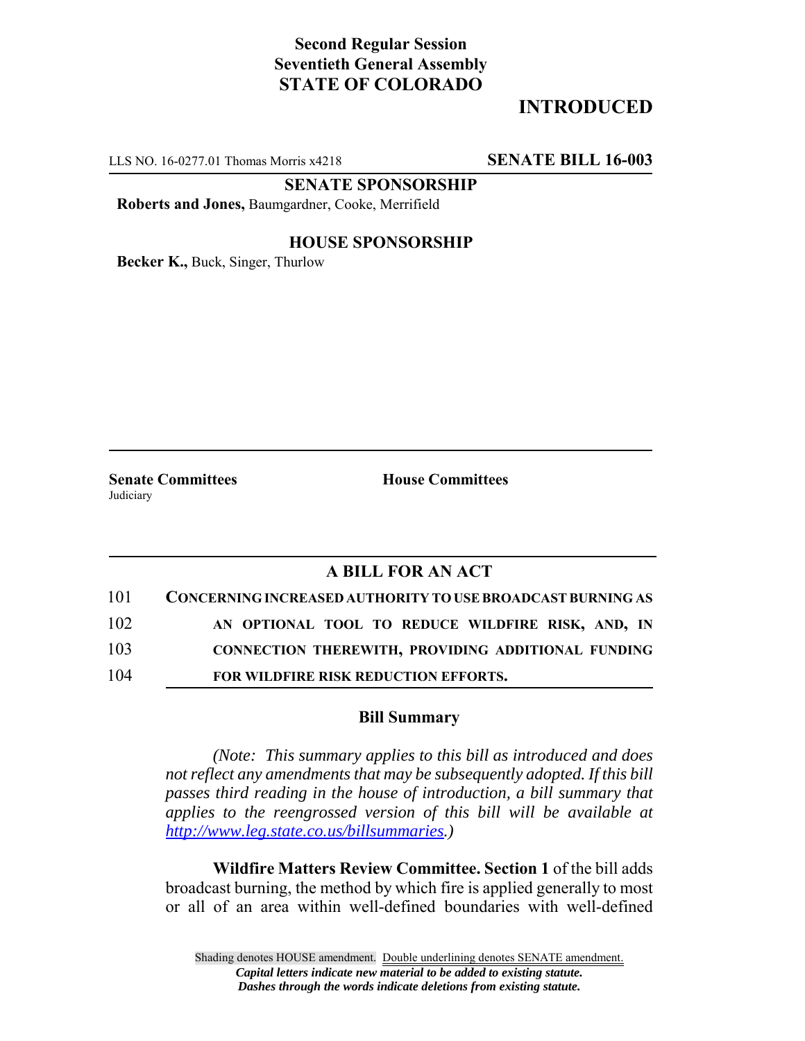**Second Regular Session**
**Seventieth General Assembly**
**STATE OF COLORADO**

# INTRODUCED

LLS NO. 16-0277.01 Thomas Morris x4218 **SENATE BILL 16-003**

**SENATE SPONSORSHIP**

**Roberts and Jones,** Baumgardner, Cooke, Merrifield

**HOUSE SPONSORSHIP**

**Becker K.,** Buck, Singer, Thurlow

**Senate Committees**
Judiciary

**House Committees**

## A BILL FOR AN ACT

101 **CONCERNING INCREASED AUTHORITY TO USE BROADCAST BURNING AS**
102 **AN OPTIONAL TOOL TO REDUCE WILDFIRE RISK, AND, IN**
103 **CONNECTION THEREWITH, PROVIDING ADDITIONAL FUNDING**
104 **FOR WILDFIRE RISK REDUCTION EFFORTS.**

### Bill Summary

*(Note: This summary applies to this bill as introduced and does not reflect any amendments that may be subsequently adopted. If this bill passes third reading in the house of introduction, a bill summary that applies to the reengrossed version of this bill will be available at http://www.leg.state.co.us/billsummaries.)*

**Wildfire Matters Review Committee. Section 1** of the bill adds broadcast burning, the method by which fire is applied generally to most or all of an area within well-defined boundaries with well-defined

Shading denotes HOUSE amendment. Double underlining denotes SENATE amendment.
*Capital letters indicate new material to be added to existing statute.*
*Dashes through the words indicate deletions from existing statute.*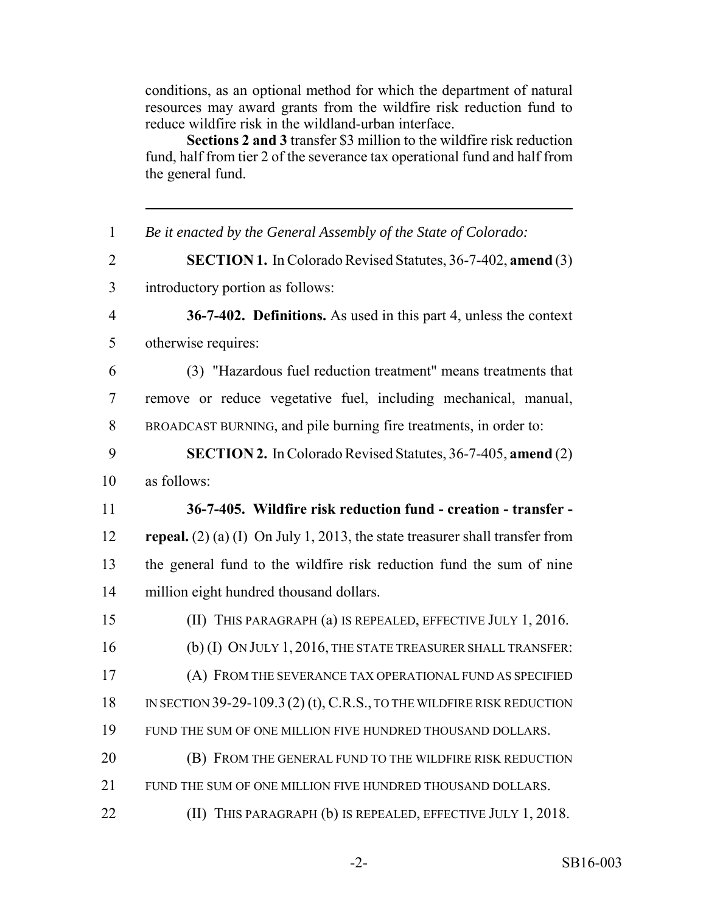conditions, as an optional method for which the department of natural resources may award grants from the wildfire risk reduction fund to reduce wildfire risk in the wildland-urban interface.

**Sections 2 and 3** transfer $3 million to the wildfire risk reduction fund, half from tier 2 of the severance tax operational fund and half from the general fund.

---

1 *Be it enacted by the General Assembly of the State of Colorado:*

2 **SECTION 1.** In Colorado Revised Statutes, 36-7-402, **amend** (3)
3 introductory portion as follows:

4 **36-7-402. Definitions.** As used in this part 4, unless the context
5 otherwise requires:

6 (3) "Hazardous fuel reduction treatment" means treatments that
7 remove or reduce vegetative fuel, including mechanical, manual,
8 BROADCAST BURNING, and pile burning fire treatments, in order to:

9 **SECTION 2.** In Colorado Revised Statutes, 36-7-405, **amend** (2)
10 as follows:

11 **36-7-405. Wildfire risk reduction fund - creation - transfer -**
12 **repeal.** (2) (a) (I) On July 1, 2013, the state treasurer shall transfer from
13 the general fund to the wildfire risk reduction fund the sum of nine
14 million eight hundred thousand dollars.

15 (II) THIS PARAGRAPH (a) IS REPEALED, EFFECTIVE JULY 1, 2016.

16 (b) (I) ON JULY 1, 2016, THE STATE TREASURER SHALL TRANSFER:

17 (A) FROM THE SEVERANCE TAX OPERATIONAL FUND AS SPECIFIED
18 IN SECTION 39-29-109.3 (2) (t), C.R.S., TO THE WILDFIRE RISK REDUCTION
19 FUND THE SUM OF ONE MILLION FIVE HUNDRED THOUSAND DOLLARS.

20 (B) FROM THE GENERAL FUND TO THE WILDFIRE RISK REDUCTION
21 FUND THE SUM OF ONE MILLION FIVE HUNDRED THOUSAND DOLLARS.

22 (II) THIS PARAGRAPH (b) IS REPEALED, EFFECTIVE JULY 1, 2018.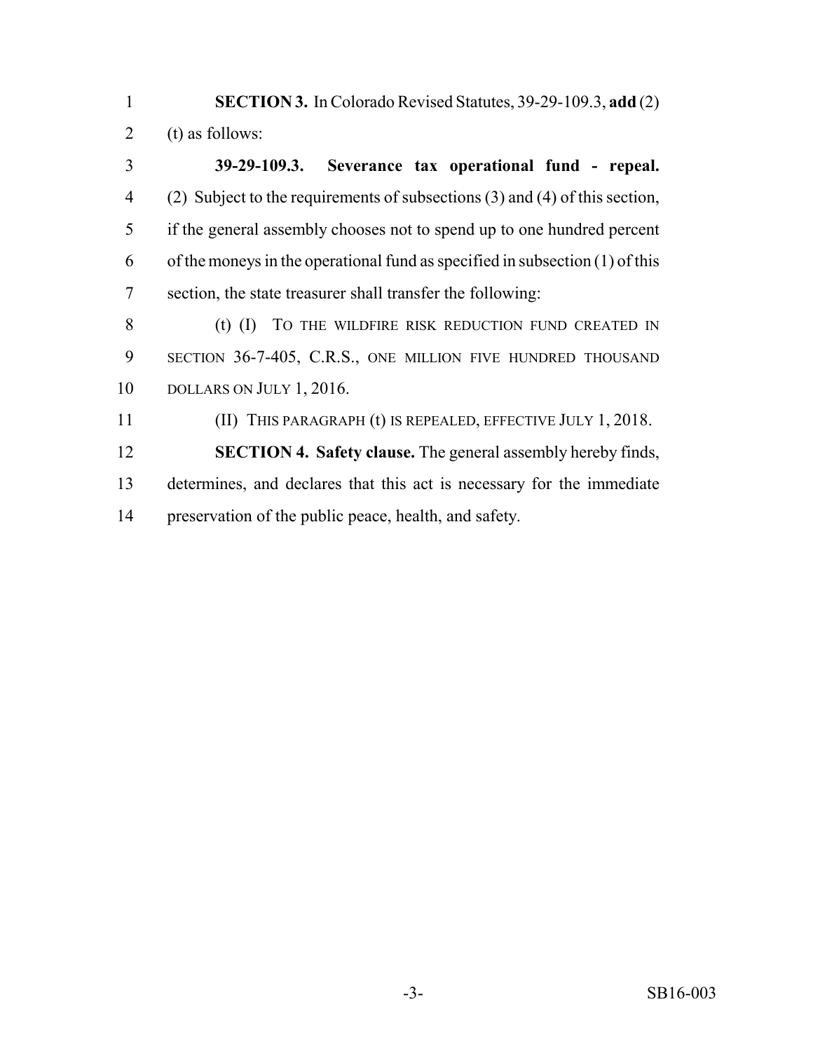**SECTION 3.** In Colorado Revised Statutes, 39-29-109.3, **add** (2) (t) as follows:

**39-29-109.3. Severance tax operational fund - repeal.** (2) Subject to the requirements of subsections (3) and (4) of this section, if the general assembly chooses not to spend up to one hundred percent of the moneys in the operational fund as specified in subsection (1) of this section, the state treasurer shall transfer the following:

(t) (I) TO THE WILDFIRE RISK REDUCTION FUND CREATED IN SECTION 36-7-405, C.R.S., ONE MILLION FIVE HUNDRED THOUSAND DOLLARS ON JULY 1, 2016.

(II) THIS PARAGRAPH (t) IS REPEALED, EFFECTIVE JULY 1, 2018.

**SECTION 4. Safety clause.** The general assembly hereby finds, determines, and declares that this act is necessary for the immediate preservation of the public peace, health, and safety.